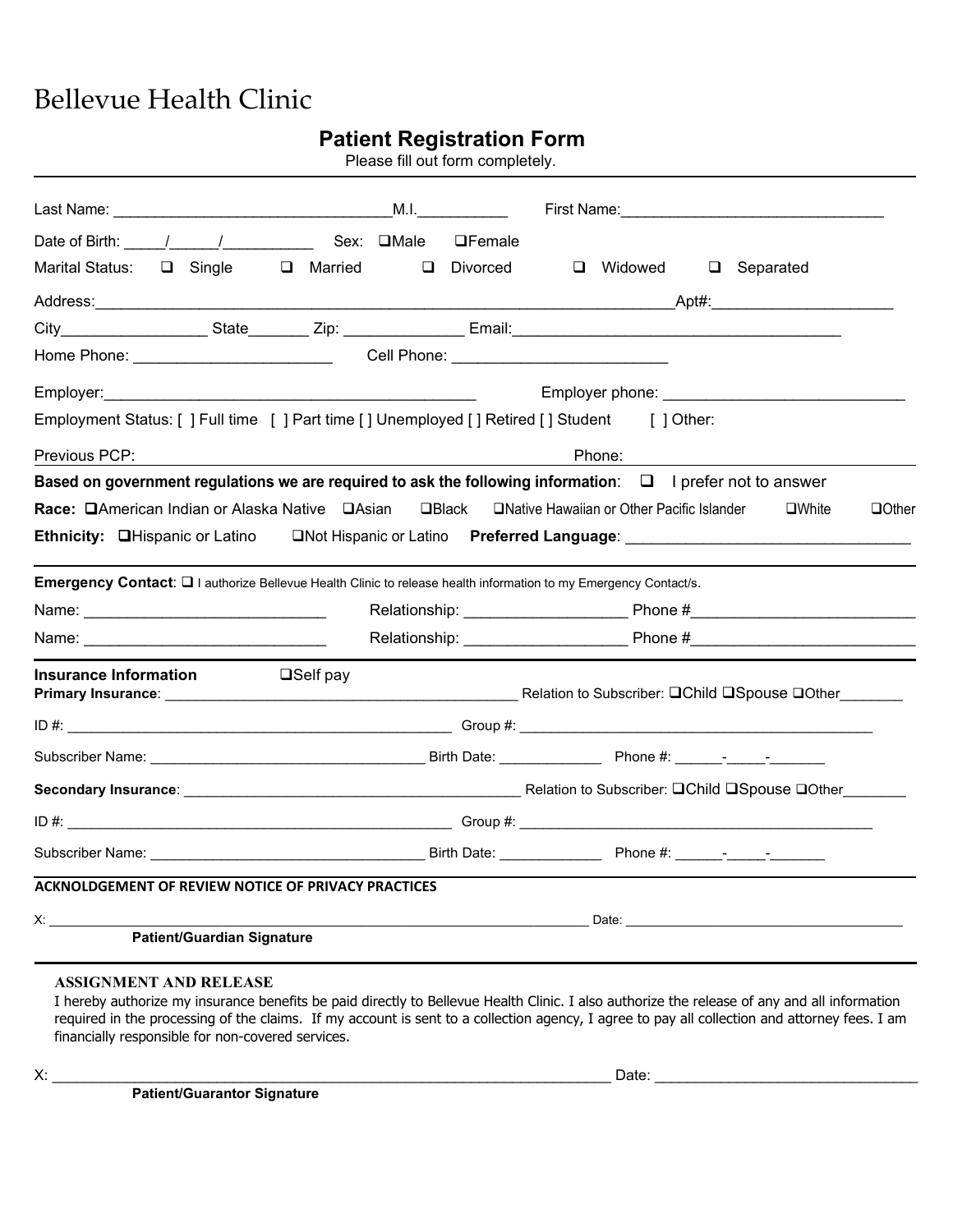# Bellevue Health Clinic

## Patient Registration Form

Please fill out form completely.

---

Last Name: ________________________________ M.I.__________ First Name:______________________________

Date of Birth: _____/_____/__________ Sex: ❑Male ❑Female

Marital Status: ❑ Single ❑ Married ❑ Divorced ❑ Widowed ❑ Separated

Address:__________________________________________________________________Apt#:____________________

City_________________ State_______ Zip: _____________ Email:_____________________________________

Home Phone: _______________________ Cell Phone: ________________________

Employer:___________________________________________ Employer phone: ___________________________

Employment Status: [ ] Full time [ ] Part time [ ] Unemployed [ ] Retired [ ] Student [ ] Other:

Previous PCP: Phone:

**Based on government regulations we are required to ask the following information**: ❑ I prefer not to answer

**Race:** ❑American Indian or Alaska Native ❑Asian ❑Black ❑Native Hawaiian or Other Pacific Islander ❑White ❑Other

**Ethnicity:** ❑Hispanic or Latino ❑Not Hispanic or Latino **Preferred Language**: ________________________________

---

**Emergency Contact**: ❑ I authorize Bellevue Health Clinic to release health information to my Emergency Contact/s.

Name: ___________________________ Relationship: __________________ Phone #_________________________

Name: ___________________________ Relationship: __________________ Phone #_________________________

---

**Insurance Information** ❑Self pay

**Primary Insurance**: ____________________________________________ Relation to Subscriber: ❑Child ❑Spouse ❑Other________

ID #: ________________________________________________ Group #: ____________________________________________

Subscriber Name: __________________________________ Birth Date: ____________ Phone #: ______-_____-_______

**Secondary Insurance**: __________________________________________ Relation to Subscriber: ❑Child ❑Spouse ❑Other________

ID #: ________________________________________________ Group #: ____________________________________________

Subscriber Name: __________________________________ Birth Date: ____________ Phone #: ______-_____-_______

---

**ACKNOLDGEMENT OF REVIEW NOTICE OF PRIVACY PRACTICES**

X: ______________________________________________________________________ Date: ______________________________________

**Patient/Guardian Signature**

---

**ASSIGNMENT AND RELEASE**

I hereby authorize my insurance benefits be paid directly to Bellevue Health Clinic. I also authorize the release of any and all information required in the processing of the claims. If my account is sent to a collection agency, I agree to pay all collection and attorney fees. I am financially responsible for non-covered services.

X: ______________________________________________________________________ Date: ________________________________

**Patient/Guarantor Signature**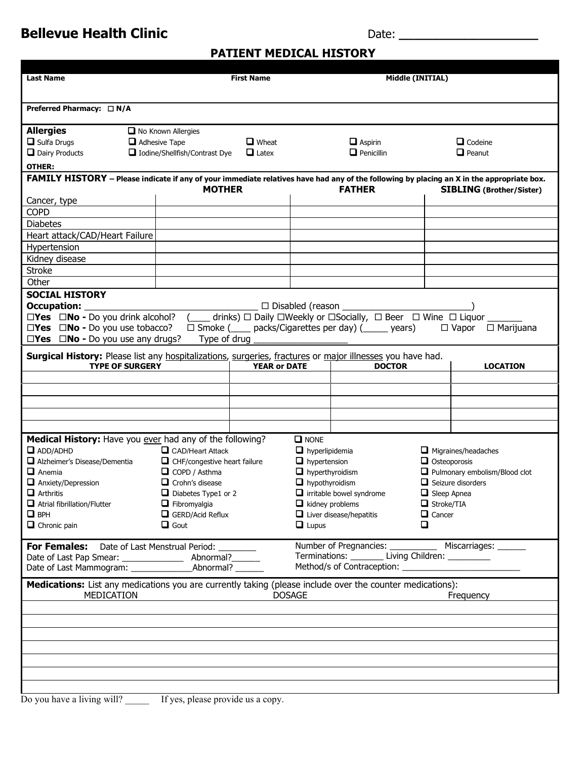# Bellevue Health Clinic

Date: ____________________

## PATIENT MEDICAL HISTORY

| Last Name | First Name | Middle (INITIAL) |
|---|---|---|
| | | |

**Preferred Pharmacy:** ☐ **N/A**

**Allergies** ☐ No Known Allergies

| | | | | |
|---|---|---|---|---|
| ☐ Sulfa Drugs | ☐ Adhesive Tape | ☐ Wheat | ☐ Aspirin | ☐ Codeine |
| ☐ Dairy Products | ☐ Iodine/Shellfish/Contrast Dye | ☐ Latex | ☐ Penicillin | ☐ Peanut |

**OTHER:**

**FAMILY HISTORY – Please indicate if any of your immediate relatives have had any of the following by placing an X in the appropriate box.**

| | MOTHER | FATHER | SIBLING (Brother/Sister) |
|---|---|---|---|
| Cancer, type | | | |
| COPD | | | |
| Diabetes | | | |
| Heart attack/CAD/Heart Failure | | | |
| Hypertension | | | |
| Kidney disease | | | |
| Stroke | | | |
| Other | | | |

**SOCIAL HISTORY**

**Occupation:** ________________________________ ☐ Disabled (reason __________________________)

☐**Yes** ☐**No -** Do you drink alcohol? (____ drinks) ☐ Daily ☐Weekly or ☐Socially, ☐ Beer ☐ Wine ☐ Liquor _______

☐**Yes** ☐**No -** Do you use tobacco? ☐ Smoke (____ packs/Cigarettes per day) (_____ years) ☐ Vapor ☐ Marijuana

☐**Yes** ☐**No -** Do you use any drugs? Type of drug ___________________

**Surgical History:** Please list any hospitalizations, surgeries, fractures or major illnesses you have had.

| TYPE OF SURGERY | YEAR or DATE | DOCTOR | LOCATION |
|---|---|---|---|
| | | | |
| | | | |
| | | | |
| | | | |
| | | | |

**Medical History:** Have you ever had any of the following? ☐ NONE

| | | | |
|---|---|---|---|
| ☐ ADD/ADHD | ☐ CAD/Heart Attack | ☐ hyperlipidemia | ☐ Migraines/headaches |
| ☐ Alzheimer's Disease/Dementia | ☐ CHF/congestive heart failure | ☐ hypertension | ☐ Osteoporosis |
| ☐ Anemia | ☐ COPD / Asthma | ☐ hyperthyroidism | ☐ Pulmonary embolism/Blood clot |
| ☐ Anxiety/Depression | ☐ Crohn's disease | ☐ hypothyroidism | ☐ Seizure disorders |
| ☐ Arthritis | ☐ Diabetes Type1 or 2 | ☐ irritable bowel syndrome | ☐ Sleep Apnea |
| ☐ Atrial fibrillation/Flutter | ☐ Fibromyalgia | ☐ kidney problems | ☐ Stroke/TIA |
| ☐ BPH | ☐ GERD/Acid Reflux | ☐ Liver disease/hepatitis | ☐ Cancer |
| ☐ Chronic pain | ☐ Gout | ☐ Lupus | ☐ |

**For Females:** Date of Last Menstrual Period: ________

Date of Last Pap Smear: _____________ Abnormal?______

Date of Last Mammogram: _____________Abnormal? ______

Number of Pregnancies: __________ Miscarriages: ______

Terminations: _______ Living Children: _________

Method/s of Contraception: _________________________

**Medications:** List any medications you are currently taking (please include over the counter medications):

| MEDICATION | DOSAGE | Frequency |
|---|---|---|
| | | |
| | | |
| | | |
| | | |
| | | |
| | | |
| | | |

Do you have a living will? _____ If yes, please provide us a copy.